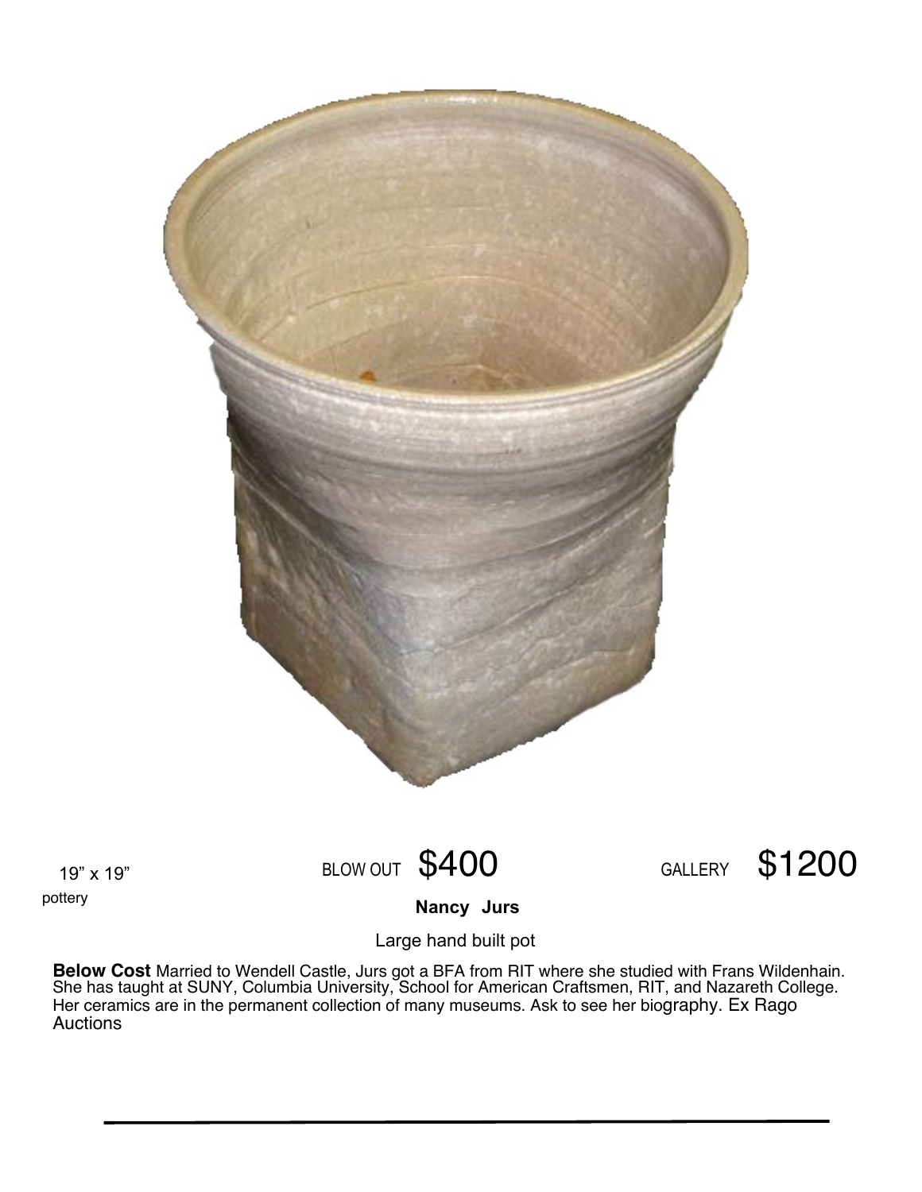19” x 19”

pottery

BLOW OUT **$400**

GALLERY **$1200**

**Nancy Jurs**

Large hand built pot

**Below Cost** Married to Wendell Castle, Jurs got a BFA from RIT where she studied with Frans Wildenhain. She has taught at SUNY, Columbia University, School for American Craftsmen, RIT, and Nazareth College. Her ceramics are in the permanent collection of many museums. Ask to see her biography. Ex Rago Auctions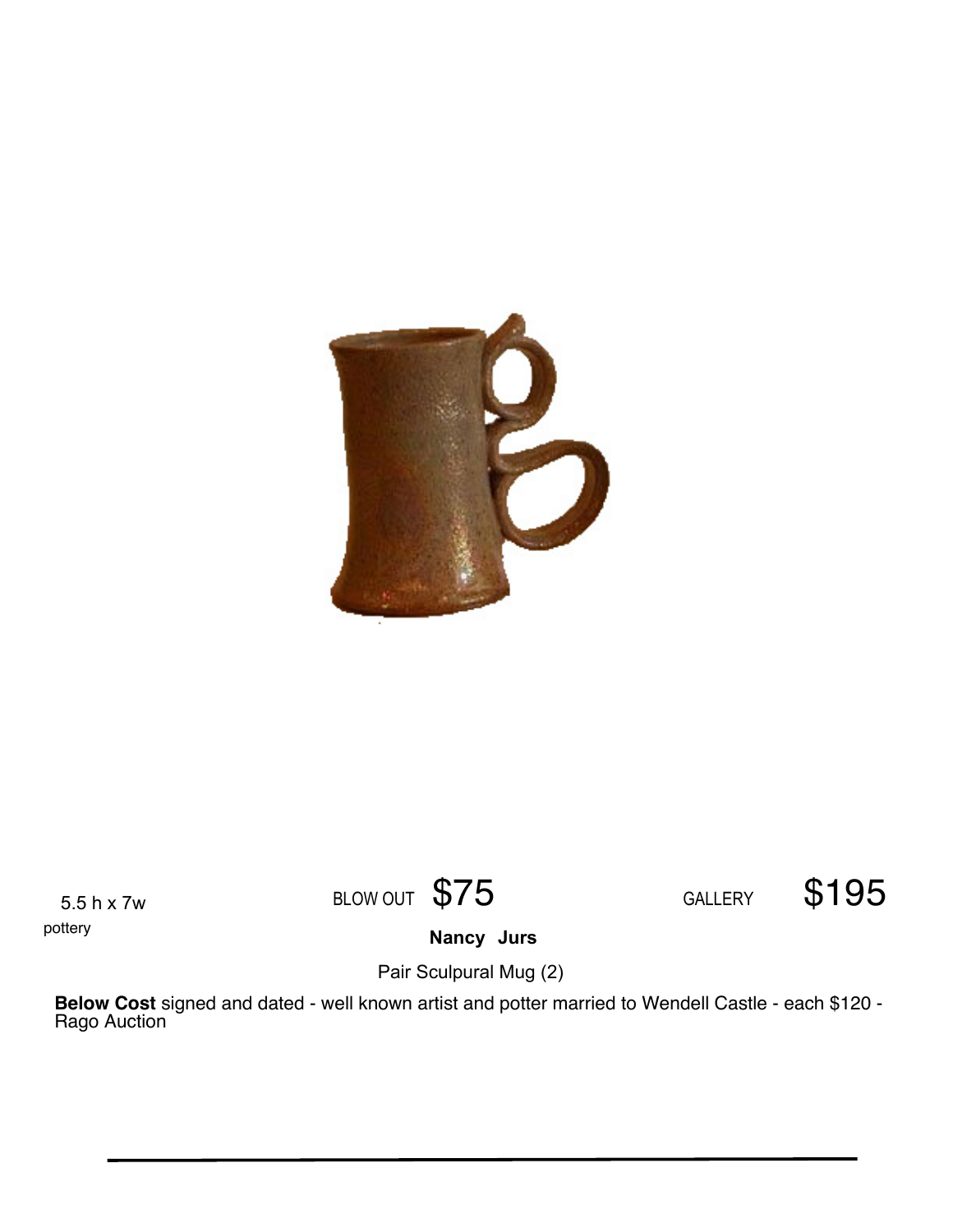5.5 h x 7w

pottery

BLOW OUT $75

GALLERY $195

**Nancy Jurs**

Pair Sculpural Mug (2)

**Below Cost** signed and dated - well known artist and potter married to Wendell Castle - each $120 - Rago Auction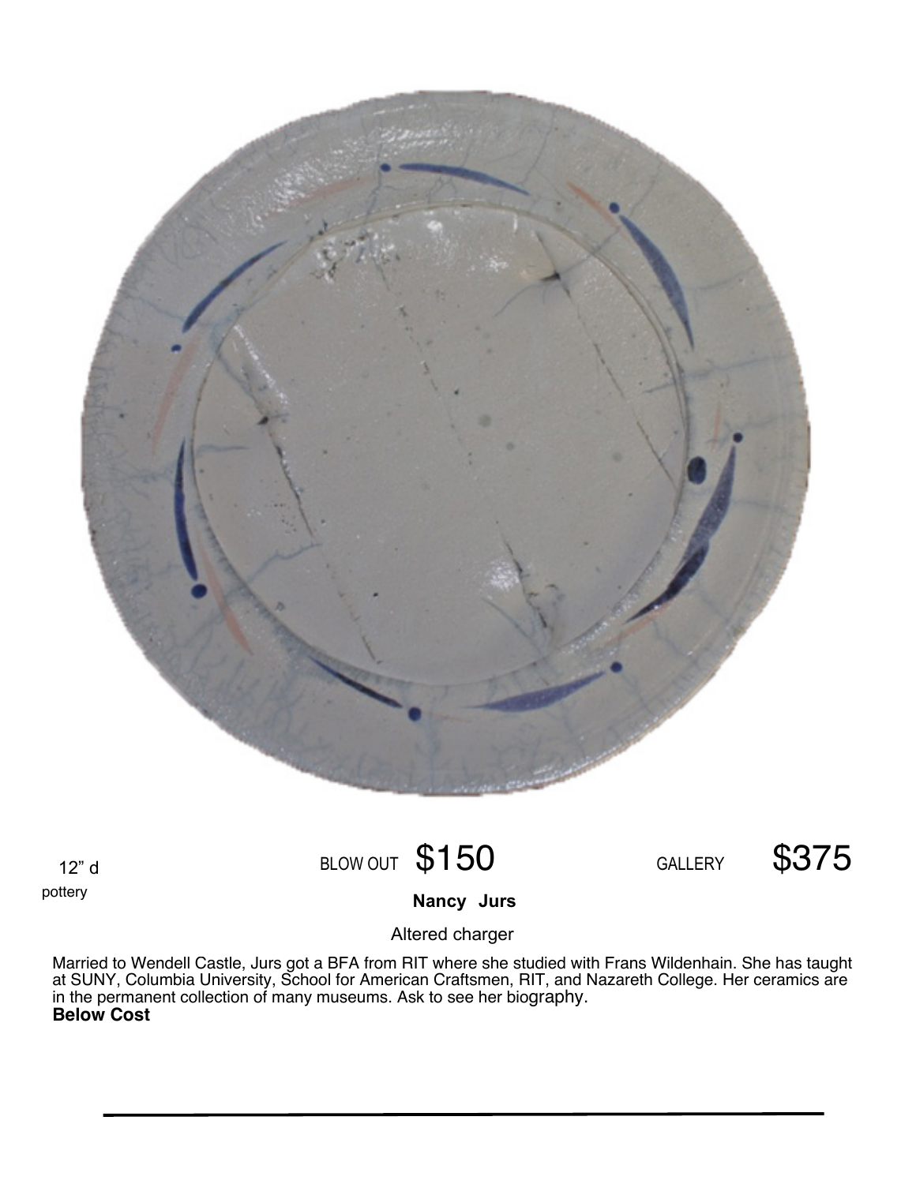12" d

pottery

BLOW OUT **$150**

GALLERY **$375**

**Nancy Jurs**

Altered charger

Married to Wendell Castle, Jurs got a BFA from RIT where she studied with Frans Wildenhain. She has taught at SUNY, Columbia University, School for American Craftsmen, RIT, and Nazareth College. Her ceramics are in the permanent collection of many museums. Ask to see her biography.

**Below Cost**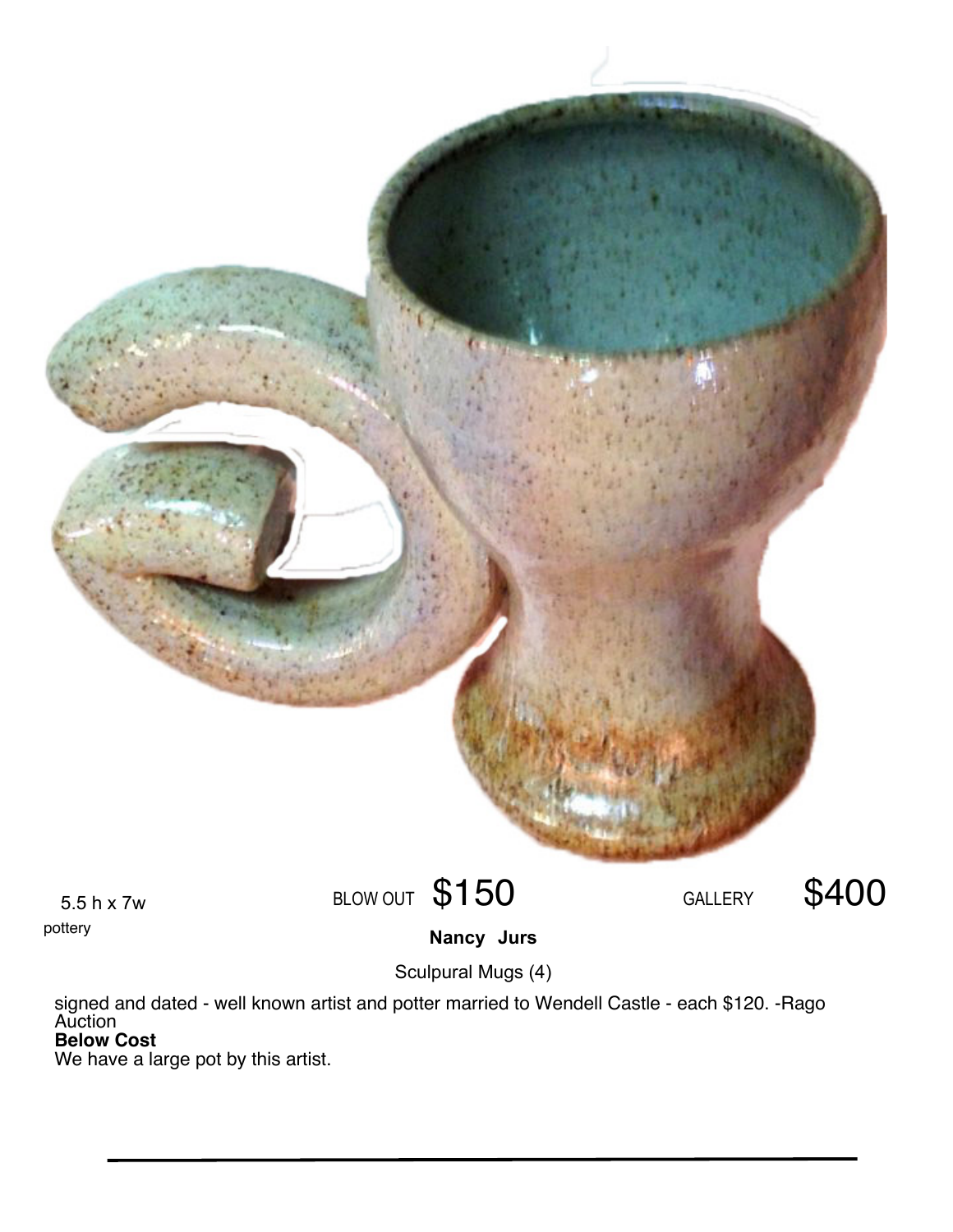5.5 h x 7w

BLOW OUT $150

GALLERY $400

pottery

**Nancy Jurs**

Sculpural Mugs (4)

signed and dated - well known artist and potter married to Wendell Castle - each $120. -Rago Auction

**Below Cost**

We have a large pot by this artist.